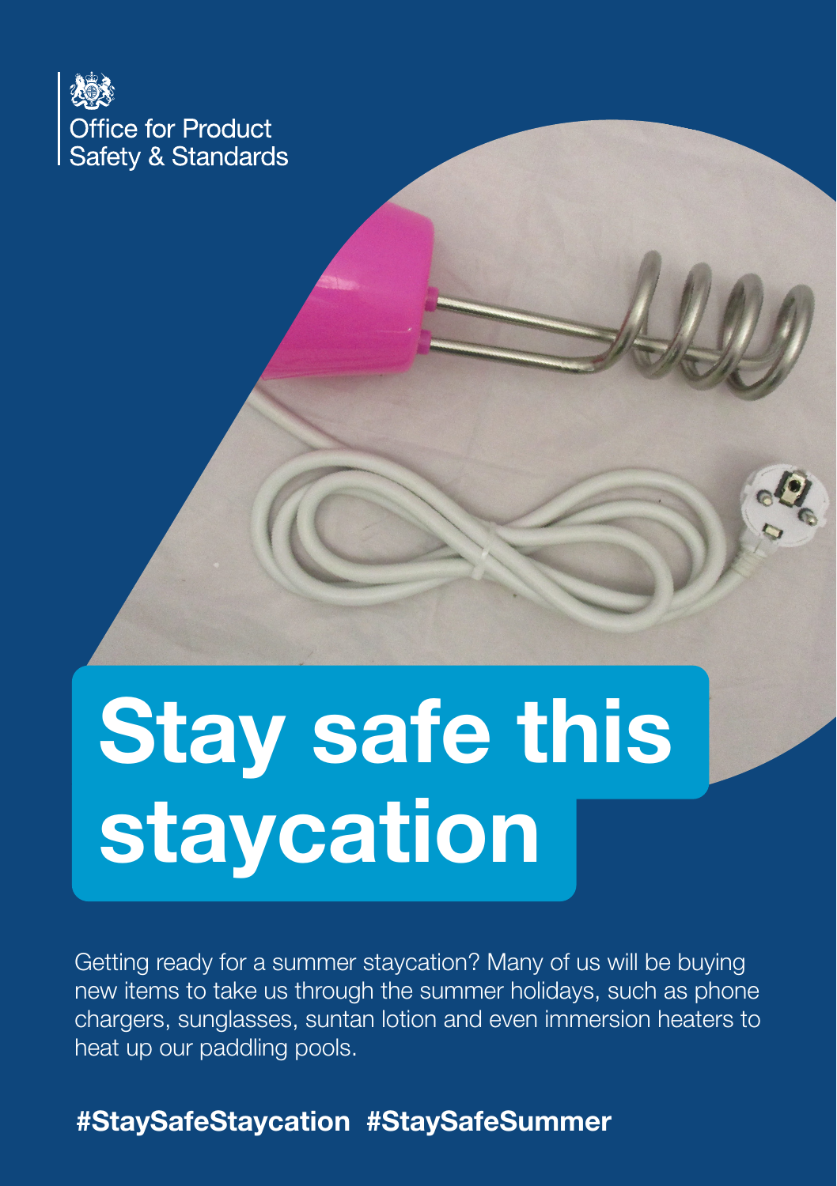Office for Product Safety & Standards

# Stay safe this staycation

Getting ready for a summer staycation? Many of us will be buying new items to take us through the summer holidays, such as phone chargers, sunglasses, suntan lotion and even immersion heaters to heat up our paddling pools.

**#StaySafeStaycation #StaySafeSummer**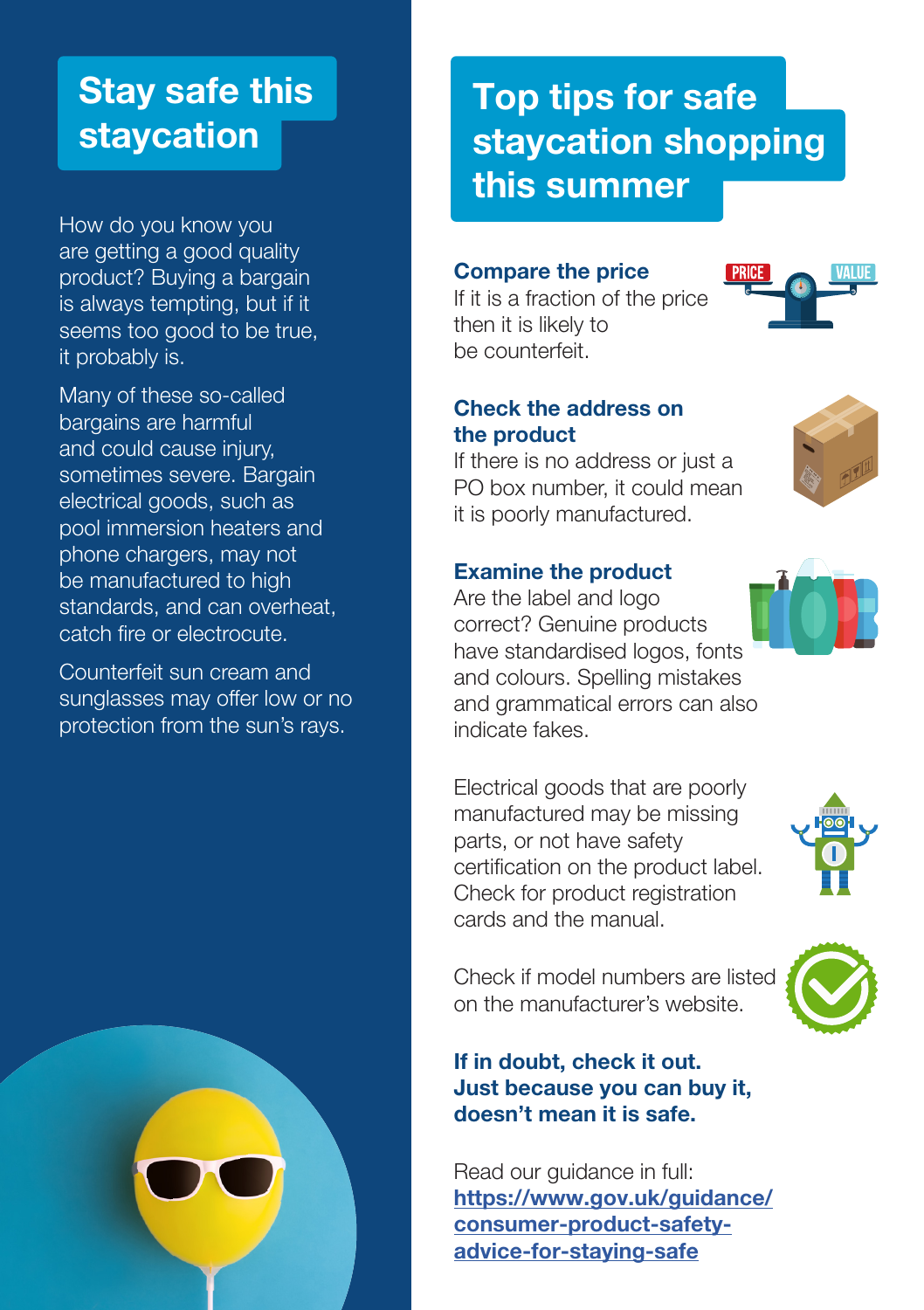## Stay safe this staycation

How do you know you are getting a good quality product? Buying a bargain is always tempting, but if it seems too good to be true, it probably is.

Many of these so-called bargains are harmful and could cause injury, sometimes severe. Bargain electrical goods, such as pool immersion heaters and phone chargers, may not be manufactured to high standards, and can overheat, catch fire or electrocute.

Counterfeit sun cream and sunglasses may offer low or no protection from the sun's rays.

## Top tips for safe staycation shopping this summer

**Compare the price**
If it is a fraction of the price then it is likely to be counterfeit.

**Check the address on the product**
If there is no address or just a PO box number, it could mean it is poorly manufactured.

**Examine the product**
Are the label and logo correct? Genuine products have standardised logos, fonts and colours. Spelling mistakes and grammatical errors can also indicate fakes.

Electrical goods that are poorly manufactured may be missing parts, or not have safety certification on the product label. Check for product registration cards and the manual.

Check if model numbers are listed on the manufacturer's website.

**If in doubt, check it out. Just because you can buy it, doesn't mean it is safe.**

Read our guidance in full: [https://www.gov.uk/guidance/consumer-product-safety-advice-for-staying-safe](https://www.gov.uk/guidance/consumer-product-safety-advice-for-staying-safe)